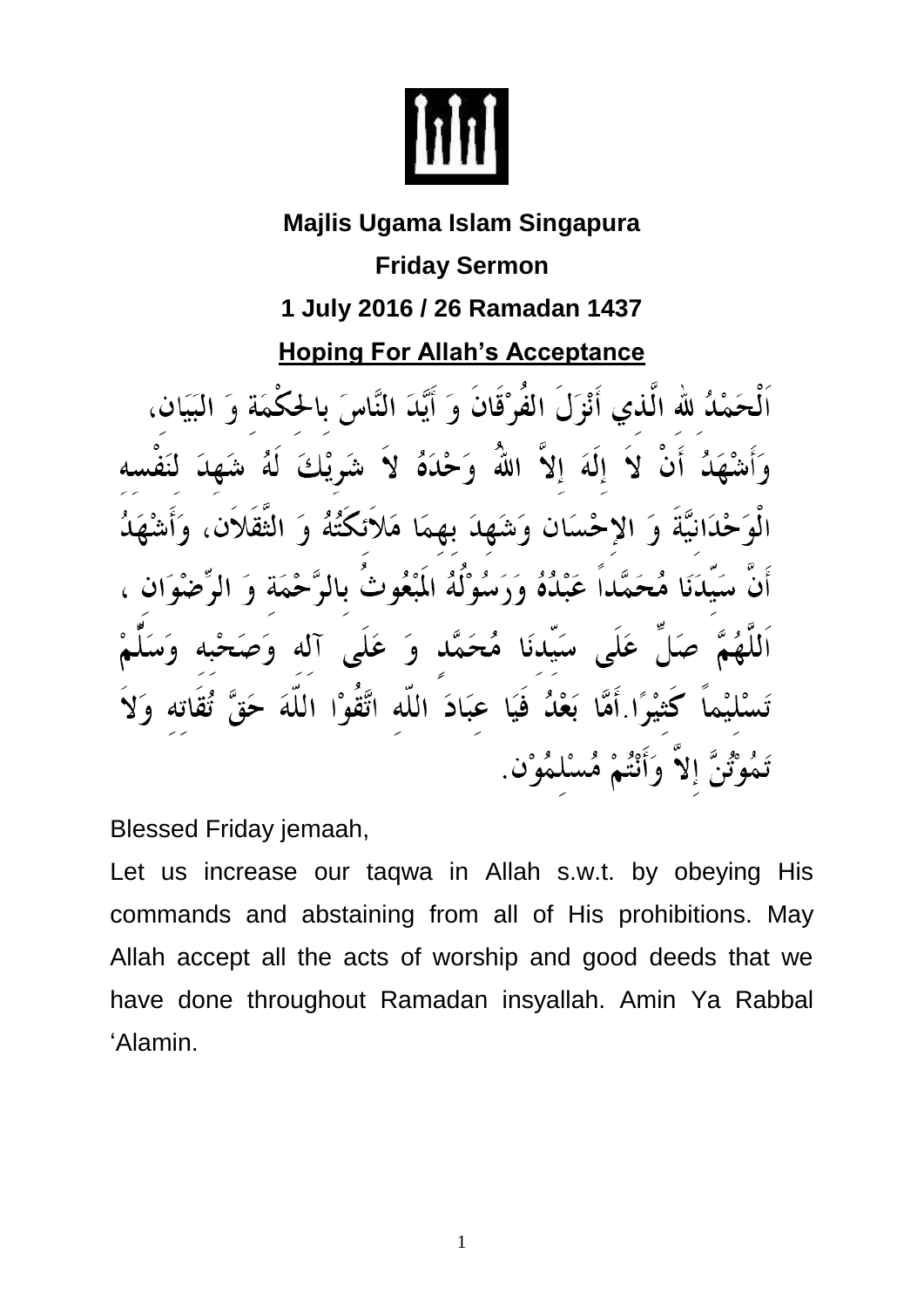**Majlis Ugama Islam Singapura**

**Friday Sermon**

**1 July 2016 / 26 Ramadan 1437**

## Hoping For Allah's Acceptance

اَلْحَمْدُ للهِ الَّذِي أَنْزَلَ الفُرْقَانَ وَ أَيَّدَ النَّاسَ بِالحِكْمَةِ وَ البَيَانِ، وَأَشْهَدُ أَنْ لاَ إِلَهَ إِلاَّ اللهُ وَحْدَهُ لاَ شَرِيْكَ لَهُ شَهِدَ لِنَفْسِهِ الْوَحْدَانِيَّةَ وَ الإِحْسَانِ وَشَهِدَ بِهِمَا مَلاَئِكَتُهُ وَ الثَّقَلاَنِ، وَأَشْهَدُ أَنَّ سَيِّدَنَا مُحَمَّداً عَبْدُهُ وَرَسُوْلُهُ المَبْعُوثُ بِالرَّحْمَةِ وَ الرِّضْوَانِ ، اَللَّهُمَّ صَلِّ عَلَى سَيِّدِنَا مُحَمَّدٍ وَ عَلَى آلِهِ وَصَحْبِهِ وَسَلِّمْ تَسْلِيْماً كَثِيْرًا.أَمَّا بَعْدُ فَيَا عِبَادَ اللّهِ اتَّقُوْا اللّهَ حَقَّ تُقَاتِهِ وَلاَ تَمُوْتُنَّ إِلاَّ وَأَنْتُمْ مُسْلِمُوْنَ.

Blessed Friday jemaah,

Let us increase our taqwa in Allah s.w.t. by obeying His commands and abstaining from all of His prohibitions. May Allah accept all the acts of worship and good deeds that we have done throughout Ramadan insyallah. Amin Ya Rabbal 'Alamin.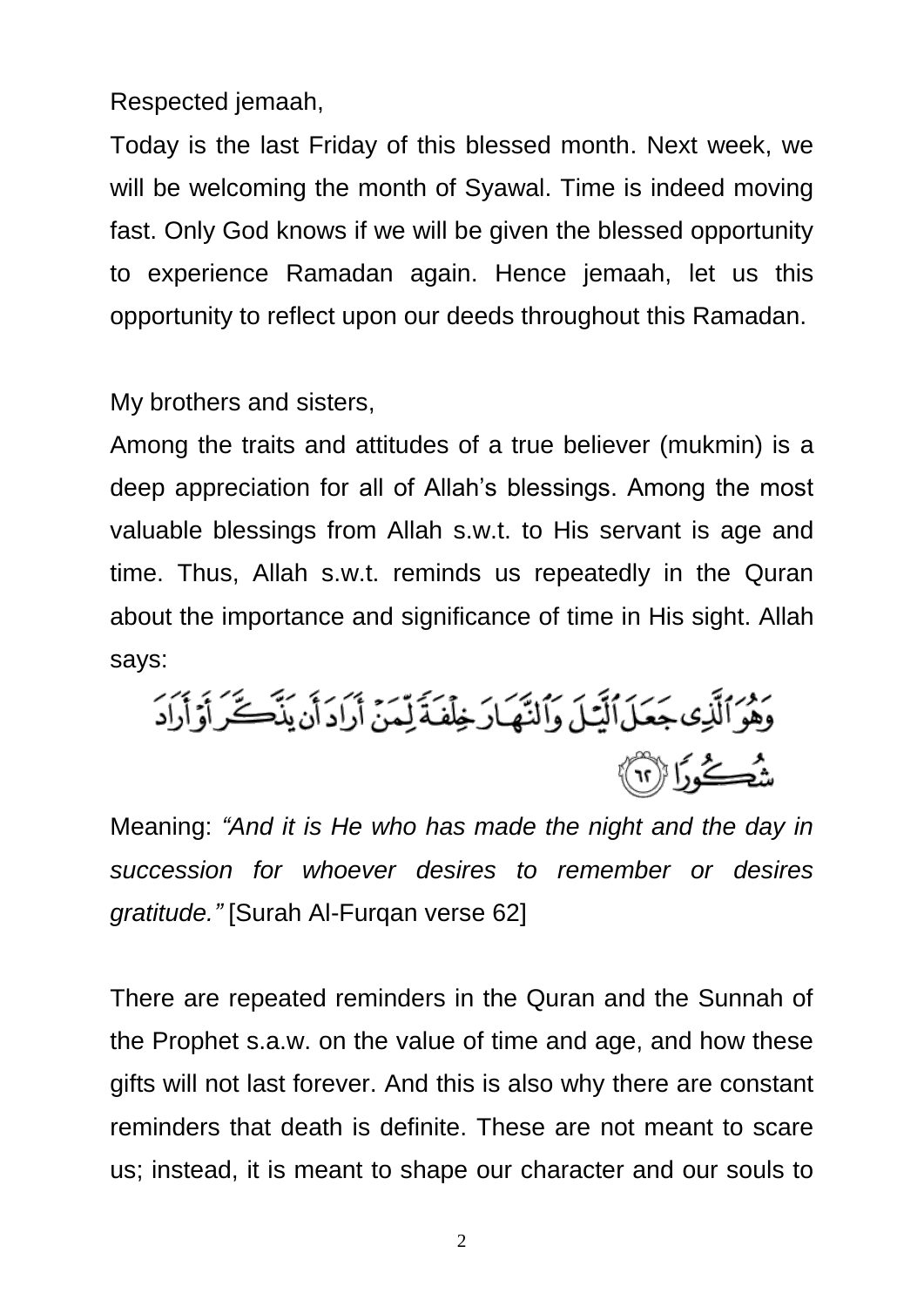Respected jemaah,

Today is the last Friday of this blessed month. Next week, we will be welcoming the month of Syawal. Time is indeed moving fast. Only God knows if we will be given the blessed opportunity to experience Ramadan again. Hence jemaah, let us this opportunity to reflect upon our deeds throughout this Ramadan.

My brothers and sisters,

Among the traits and attitudes of a true believer (mukmin) is a deep appreciation for all of Allah's blessings. Among the most valuable blessings from Allah s.w.t. to His servant is age and time. Thus, Allah s.w.t. reminds us repeatedly in the Quran about the importance and significance of time in His sight. Allah says:

وَهُوَ ٱلَّذِى جَعَلَ ٱلَّيْلَ وَٱلنَّهَارَ خِلْفَةً لِّمَنْ أَرَادَ أَن يَذَّكَّرَ أَوْ أَرَادَ شُكُورًا ﴿٦٢﴾

Meaning: *"And it is He who has made the night and the day in succession for whoever desires to remember or desires gratitude."* [Surah Al-Furqan verse 62]

There are repeated reminders in the Quran and the Sunnah of the Prophet s.a.w. on the value of time and age, and how these gifts will not last forever. And this is also why there are constant reminders that death is definite. These are not meant to scare us; instead, it is meant to shape our character and our souls to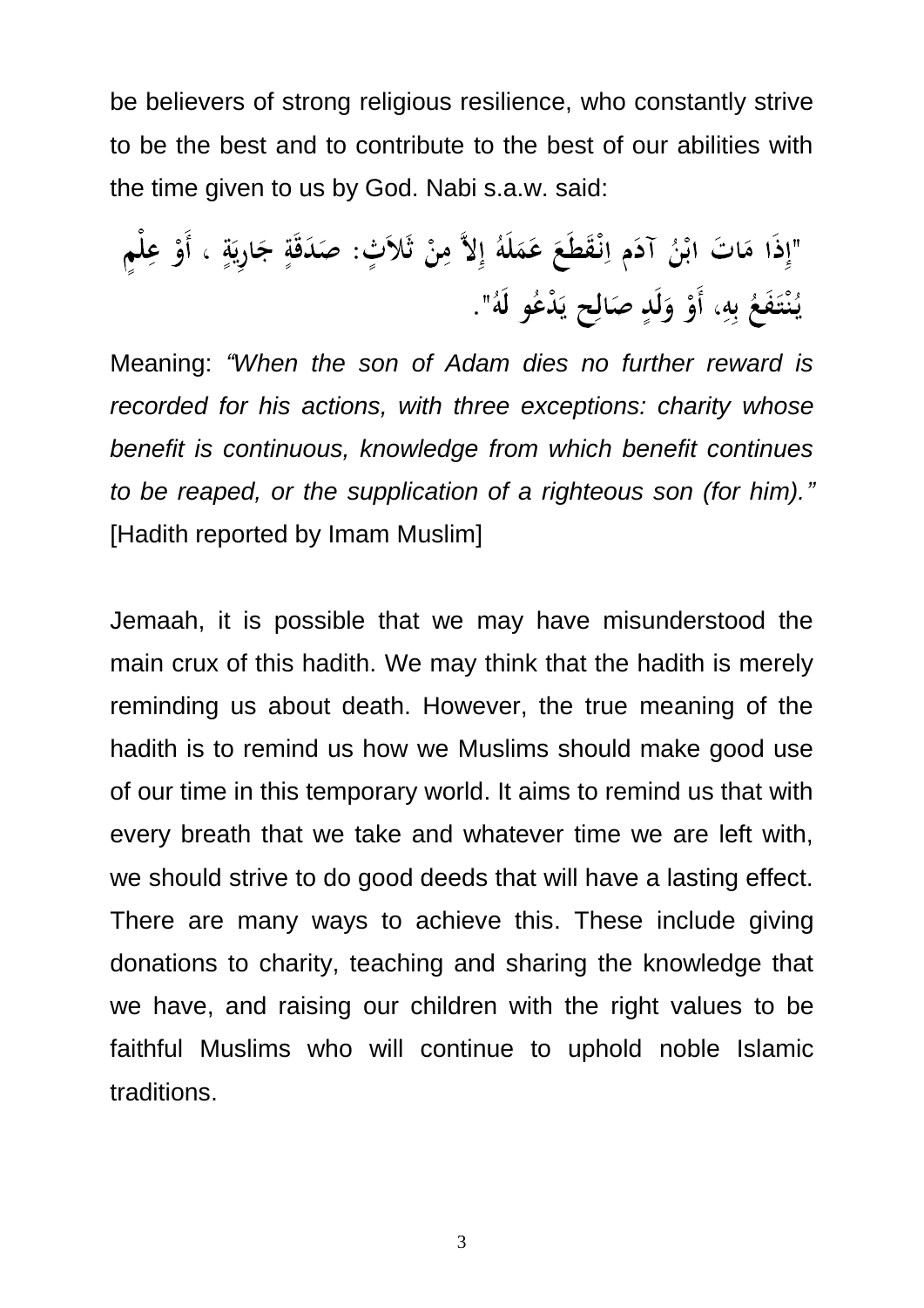be believers of strong religious resilience, who constantly strive to be the best and to contribute to the best of our abilities with the time given to us by God. Nabi s.a.w. said:

"إِذَا مَاتَ ابْنُ آدَمِ اِنْقَطَعَ عَمَلَهُ إِلاَّ مِنْ ثَلاَثٍ: صَدَقَةٍ جَارِيَةٍ ، أَوْ عِلْمٍ يُنْتَفَعُ بِهِ، أَوْ وَلَدٍ صَالِحٍ يَدْعُو لَهُ".

Meaning: *"When the son of Adam dies no further reward is recorded for his actions, with three exceptions: charity whose benefit is continuous, knowledge from which benefit continues to be reaped, or the supplication of a righteous son (for him)."* [Hadith reported by Imam Muslim]

Jemaah, it is possible that we may have misunderstood the main crux of this hadith. We may think that the hadith is merely reminding us about death. However, the true meaning of the hadith is to remind us how we Muslims should make good use of our time in this temporary world. It aims to remind us that with every breath that we take and whatever time we are left with, we should strive to do good deeds that will have a lasting effect. There are many ways to achieve this. These include giving donations to charity, teaching and sharing the knowledge that we have, and raising our children with the right values to be faithful Muslims who will continue to uphold noble Islamic traditions.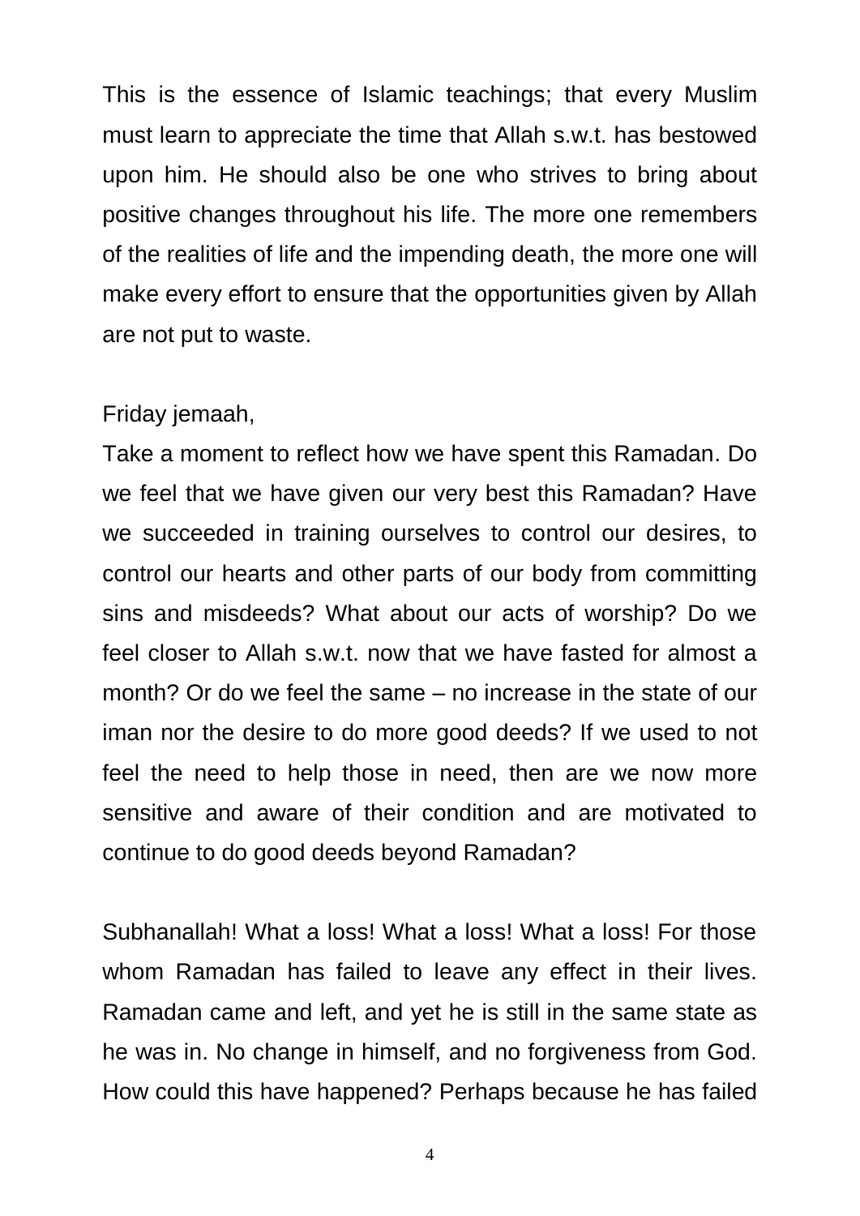This is the essence of Islamic teachings; that every Muslim must learn to appreciate the time that Allah s.w.t. has bestowed upon him. He should also be one who strives to bring about positive changes throughout his life. The more one remembers of the realities of life and the impending death, the more one will make every effort to ensure that the opportunities given by Allah are not put to waste.

Friday jemaah,

Take a moment to reflect how we have spent this Ramadan. Do we feel that we have given our very best this Ramadan? Have we succeeded in training ourselves to control our desires, to control our hearts and other parts of our body from committing sins and misdeeds? What about our acts of worship? Do we feel closer to Allah s.w.t. now that we have fasted for almost a month? Or do we feel the same – no increase in the state of our iman nor the desire to do more good deeds? If we used to not feel the need to help those in need, then are we now more sensitive and aware of their condition and are motivated to continue to do good deeds beyond Ramadan?

Subhanallah! What a loss! What a loss! What a loss! For those whom Ramadan has failed to leave any effect in their lives. Ramadan came and left, and yet he is still in the same state as he was in. No change in himself, and no forgiveness from God. How could this have happened? Perhaps because he has failed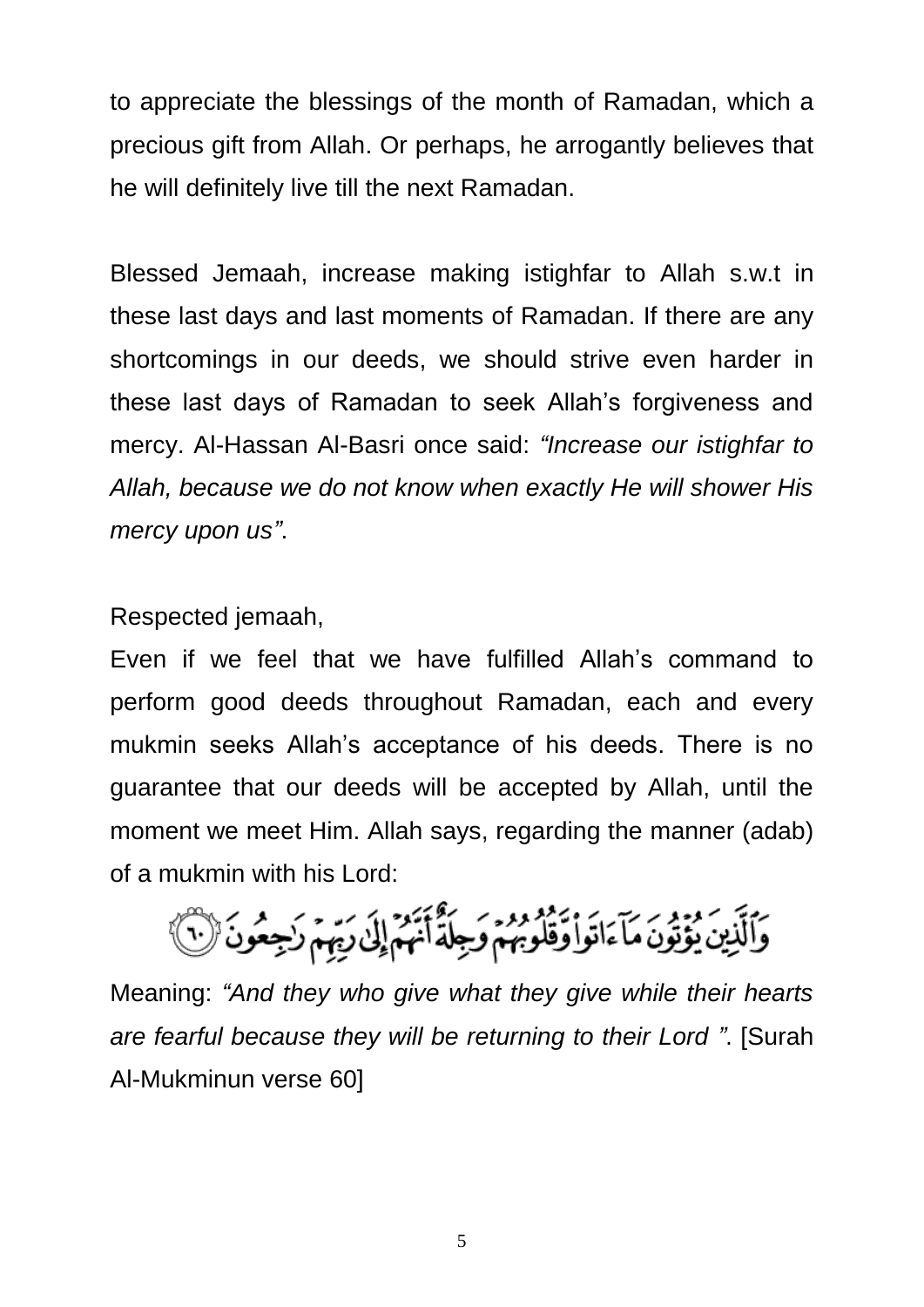to appreciate the blessings of the month of Ramadan, which a precious gift from Allah. Or perhaps, he arrogantly believes that he will definitely live till the next Ramadan.

Blessed Jemaah, increase making istighfar to Allah s.w.t in these last days and last moments of Ramadan. If there are any shortcomings in our deeds, we should strive even harder in these last days of Ramadan to seek Allah's forgiveness and mercy. Al-Hassan Al-Basri once said: *"Increase our istighfar to Allah, because we do not know when exactly He will shower His mercy upon us"*.

Respected jemaah,

Even if we feel that we have fulfilled Allah's command to perform good deeds throughout Ramadan, each and every mukmin seeks Allah's acceptance of his deeds. There is no guarantee that our deeds will be accepted by Allah, until the moment we meet Him. Allah says, regarding the manner (adab) of a mukmin with his Lord:

وَٱلَّذِينَ يُؤْتُونَ مَآ ءَاتَواْ وَّقُلُوبُهُمْ وَجِلَةٌ أَنَّهُمْ إِلَىٰ رَبِّهِمْ رَٰجِعُونَ ﴿٦٠﴾

Meaning: *"And they who give what they give while their hearts are fearful because they will be returning to their Lord "*. [Surah Al-Mukminun verse 60]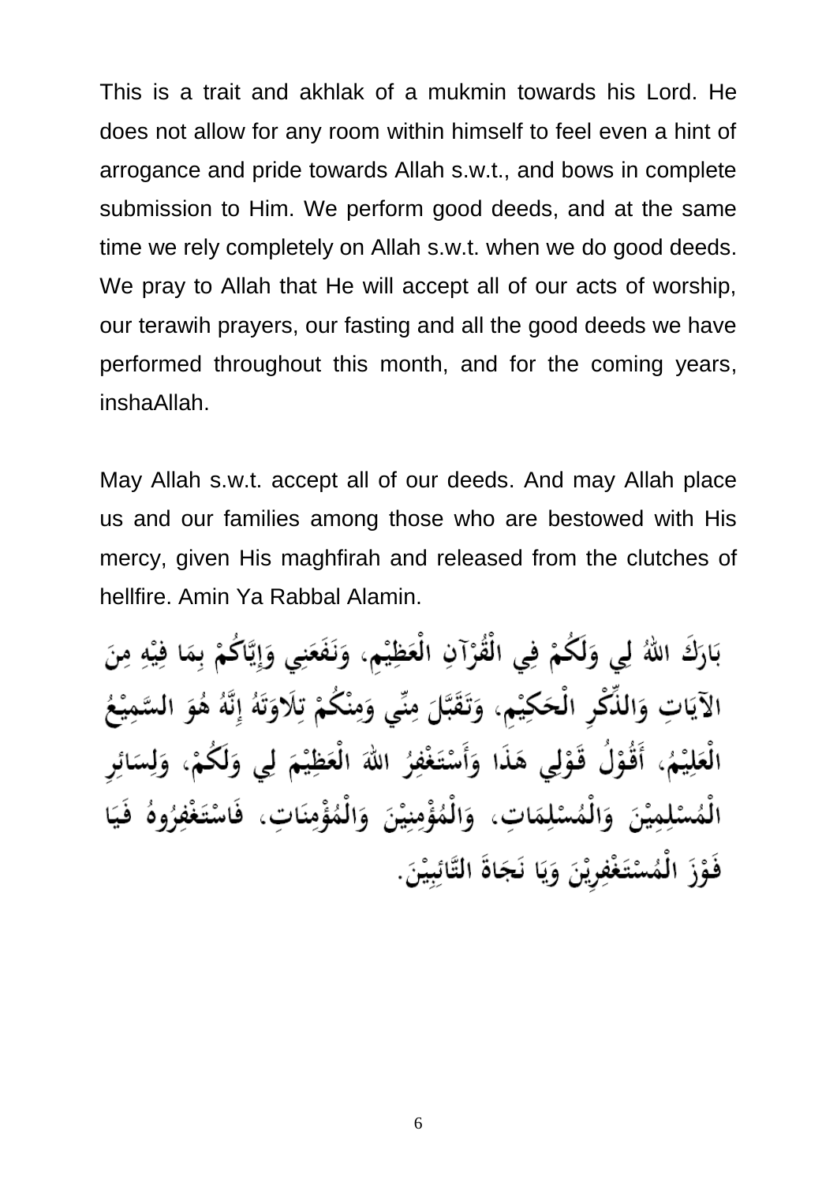This is a trait and akhlak of a mukmin towards his Lord. He does not allow for any room within himself to feel even a hint of arrogance and pride towards Allah s.w.t., and bows in complete submission to Him. We perform good deeds, and at the same time we rely completely on Allah s.w.t. when we do good deeds. We pray to Allah that He will accept all of our acts of worship, our terawih prayers, our fasting and all the good deeds we have performed throughout this month, and for the coming years, inshaAllah.

May Allah s.w.t. accept all of our deeds. And may Allah place us and our families among those who are bestowed with His mercy, given His maghfirah and released from the clutches of hellfire. Amin Ya Rabbal Alamin.

بَارَكَ اللهُ لِي وَلَكُمْ فِي الْقُرْآنِ الْعَظِيْمِ، وَنَفَعَنِي وَإِيَّاكُمْ بِمَا فِيْهِ مِنَ الآيَاتِ وَالذِّكْرِ الْحَكِيْمِ، وَتَقَبَّلَ مِنِّي وَمِنْكُمْ تِلَاوَتَهُ إِنَّهُ هُوَ السَّمِيْعُ الْعَلِيْمُ، أَقُوْلُ قَوْلِي هَذَا وَأَسْتَغْفِرُ اللهَ الْعَظِيْمَ لِي وَلَكُمْ، وَلِسَائِرِ الْمُسْلِمِيْنَ وَالْمُسْلِمَاتِ، وَالْمُؤْمِنِيْنَ وَالْمُؤْمِنَاتِ، فَاسْتَغْفِرُوهُ فَيَا فَوْزَ الْمُسْتَغْفِرِيْنَ وَيَا نَجَاةَ التَّائِبِيْنَ.